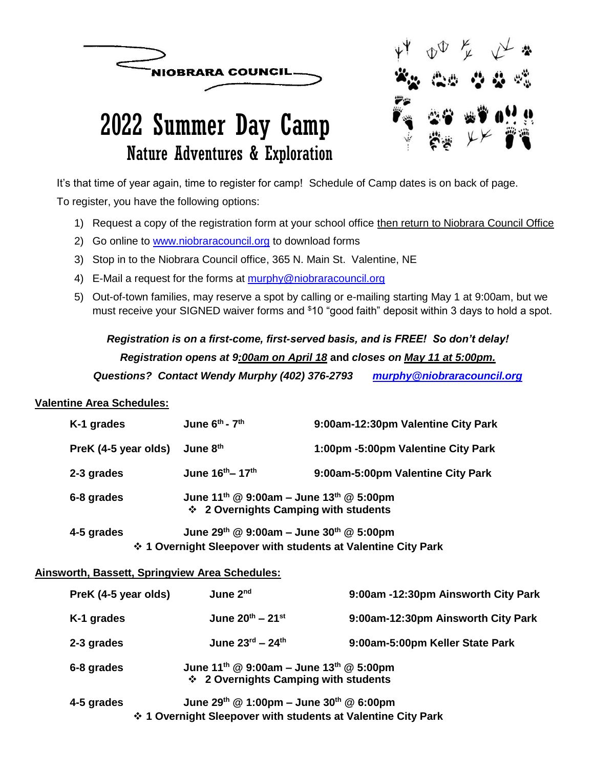NIOBRARA COUNCIL

# 2022 Summer Day Camp

## Nature Adventures & Exploration

It's that time of year again, time to register for camp! Schedule of Camp dates is on back of page.

To register, you have the following options:

1) Request a copy of the registration form at your school office then return to Niobrara Council Office
2) Go online to www.niobraracouncil.org to download forms
3) Stop in to the Niobrara Council office, 365 N. Main St. Valentine, NE
4) E-Mail a request for the forms at murphy@niobraracouncil.org
5) Out-of-town families, may reserve a spot by calling or e-mailing starting May 1 at 9:00am, but we must receive your SIGNED waiver forms and $10 "good faith" deposit within 3 days to hold a spot.

***Registration is on a first-come, first-served basis, and is FREE! So don't delay!***

***Registration opens at 9:00am on April 18* and *closes on May 11 at 5:00pm.***

***Questions? Contact Wendy Murphy (402) 376-2793 murphy@niobraracouncil.org***

**Valentine Area Schedules:**

| | | |
|---|---|---|
| **K-1 grades** | **June 6th - 7th** | **9:00am-12:30pm Valentine City Park** |
| **PreK (4-5 year olds)** | **June 8th** | **1:00pm -5:00pm Valentine City Park** |
| **2-3 grades** | **June 16th– 17th** | **9:00am-5:00pm Valentine City Park** |
| **6-8 grades** | **June 11th @ 9:00am – June 13th @ 5:00pm** ❖ **2 Overnights Camping with students** | |
| **4-5 grades** | **June 29th @ 9:00am – June 30th @ 5:00pm** ❖ **1 Overnight Sleepover with students at Valentine City Park** | |

**Ainsworth, Bassett, Springview Area Schedules:**

| | | |
|---|---|---|
| **PreK (4-5 year olds)** | **June 2nd** | **9:00am -12:30pm Ainsworth City Park** |
| **K-1 grades** | **June 20th – 21st** | **9:00am-12:30pm Ainsworth City Park** |
| **2-3 grades** | **June 23rd – 24th** | **9:00am-5:00pm Keller State Park** |
| **6-8 grades** | **June 11th @ 9:00am – June 13th @ 5:00pm** ❖ **2 Overnights Camping with students** | |
| **4-5 grades** | **June 29th @ 1:00pm – June 30th @ 6:00pm** ❖ **1 Overnight Sleepover with students at Valentine City Park** | |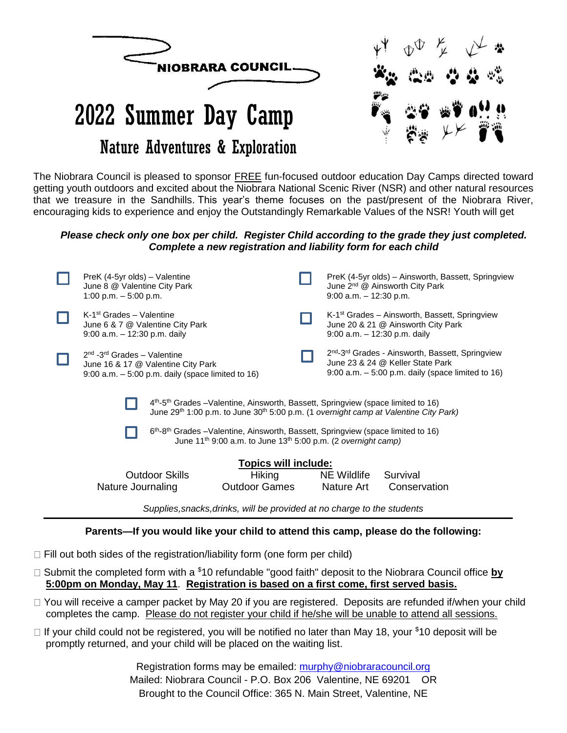NIOBRARA COUNCIL

# 2022 Summer Day Camp

## Nature Adventures & Exploration

The Niobrara Council is pleased to sponsor FREE fun-focused outdoor education Day Camps directed toward getting youth outdoors and excited about the Niobrara National Scenic River (NSR) and other natural resources that we treasure in the Sandhills. This year's theme focuses on the past/present of the Niobrara River, encouraging kids to experience and enjoy the Outstandingly Remarkable Values of the NSR! Youth will get

***Please check only one box per child. Register Child according to the grade they just completed. Complete a new registration and liability form for each child***

- ☐ PreK (4-5yr olds) – Valentine
  June 8 @ Valentine City Park
  1:00 p.m. – 5:00 p.m.
- ☐ K-1st Grades – Valentine
  June 6 & 7 @ Valentine City Park
  9:00 a.m. – 12:30 p.m. daily
- ☐ 2nd -3rd Grades – Valentine
  June 16 & 17 @ Valentine City Park
  9:00 a.m. – 5:00 p.m. daily (space limited to 16)
- ☐ PreK (4-5yr olds) – Ainsworth, Bassett, Springview
  June 2nd @ Ainsworth City Park
  9:00 a.m. – 12:30 p.m.
- ☐ K-1st Grades – Ainsworth, Bassett, Springview
  June 20 & 21 @ Ainsworth City Park
  9:00 a.m. – 12:30 p.m. daily
- ☐ 2nd-3rd Grades - Ainsworth, Bassett, Springview
  June 23 & 24 @ Keller State Park
  9:00 a.m. – 5:00 p.m. daily (space limited to 16)
- ☐ 4th-5th Grades –Valentine, Ainsworth, Bassett, Springview (space limited to 16)
  June 29th 1:00 p.m. to June 30th 5:00 p.m. (1 *overnight camp at Valentine City Park)*
- ☐ 6th-8th Grades –Valentine, Ainsworth, Bassett, Springview (space limited to 16)
  June 11th 9:00 a.m. to June 13th 5:00 p.m. (2 *overnight camp)*

**Topics will include:**

| | | | |
|---|---|---|---|
| Outdoor Skills | Hiking | NE Wildlife | Survival |
| Nature Journaling | Outdoor Games | Nature Art | Conservation |

*Supplies,snacks,drinks, will be provided at no charge to the students*

---

**Parents—If you would like your child to attend this camp, please do the following:**

- ☐ Fill out both sides of the registration/liability form (one form per child)
- ☐ Submit the completed form with a $10 refundable "good faith" deposit to the Niobrara Council office **by 5:00pm on Monday, May 11**. **Registration is based on a first come, first served basis.**
- ☐ You will receive a camper packet by May 20 if you are registered. Deposits are refunded if/when your child completes the camp. Please do not register your child if he/she will be unable to attend all sessions.
- ☐ If your child could not be registered, you will be notified no later than May 18, your $10 deposit will be promptly returned, and your child will be placed on the waiting list.

Registration forms may be emailed: murphy@niobraracouncil.org
Mailed: Niobrara Council - P.O. Box 206 Valentine, NE 69201 OR
Brought to the Council Office: 365 N. Main Street, Valentine, NE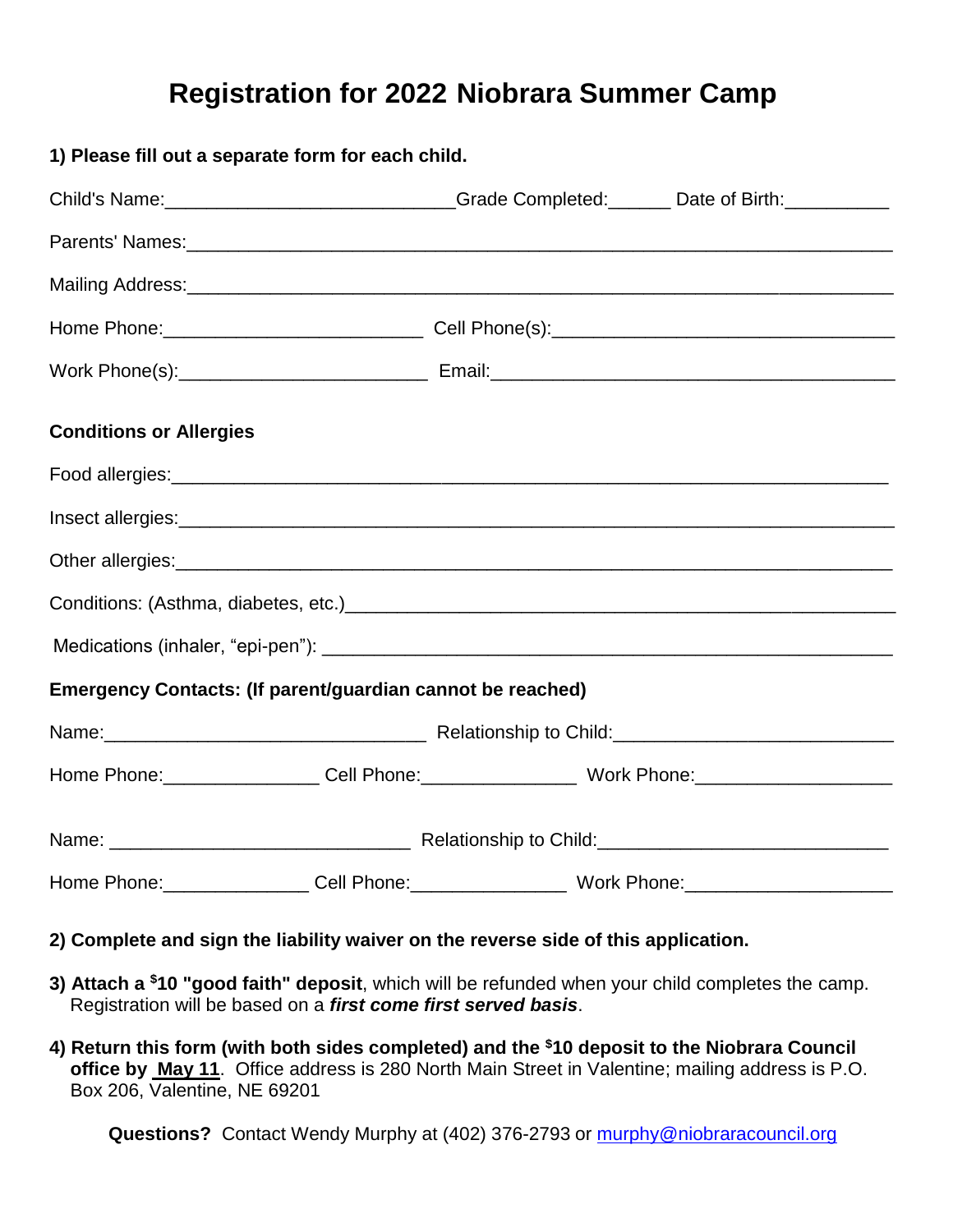# Registration for 2022 Niobrara Summer Camp

**1) Please fill out a separate form for each child.**

Child's Name:____________________________Grade Completed:______ Date of Birth:__________

Parents' Names:______________________________________________________________________

Mailing Address:_____________________________________________________________________

Home Phone:_________________________ Cell Phone(s):_________________________________

Work Phone(s):________________________ Email:______________________________________

**Conditions or Allergies**

Food allergies:_______________________________________________________________________

Insect allergies:______________________________________________________________________

Other allergies:_______________________________________________________________________

Conditions: (Asthma, diabetes, etc.)_____________________________________________________

Medications (inhaler, "epi-pen"): _______________________________________________________

**Emergency Contacts: (If parent/guardian cannot be reached)**

Name:_______________________________ Relationship to Child:___________________________

Home Phone:_______________ Cell Phone:_______________ Work Phone:___________________

Name: _____________________________ Relationship to Child:____________________________

Home Phone:______________ Cell Phone:_______________ Work Phone:____________________

**2) Complete and sign the liability waiver on the reverse side of this application.**

**3) Attach a $10 "good faith" deposit**, which will be refunded when your child completes the camp. Registration will be based on a ***first come first served basis***.

**4) Return this form (with both sides completed) and the $10 deposit to the Niobrara Council office by May 11**. Office address is 280 North Main Street in Valentine; mailing address is P.O. Box 206, Valentine, NE 69201

**Questions?** Contact Wendy Murphy at (402) 376-2793 or murphy@niobraracouncil.org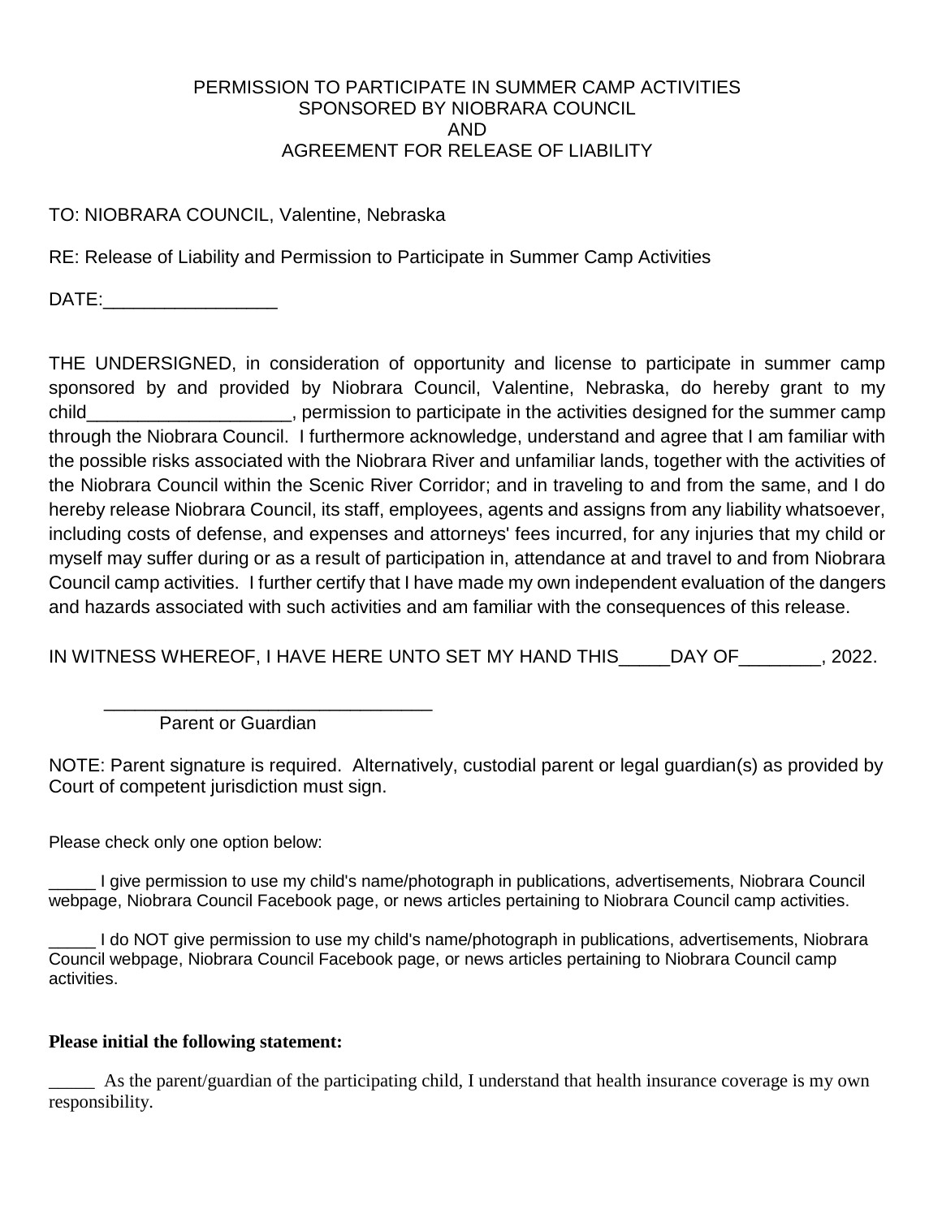PERMISSION TO PARTICIPATE IN SUMMER CAMP ACTIVITIES
SPONSORED BY NIOBRARA COUNCIL
AND
AGREEMENT FOR RELEASE OF LIABILITY

TO: NIOBRARA COUNCIL, Valentine, Nebraska

RE: Release of Liability and Permission to Participate in Summer Camp Activities

DATE:_________________

THE UNDERSIGNED, in consideration of opportunity and license to participate in summer camp sponsored by and provided by Niobrara Council, Valentine, Nebraska, do hereby grant to my child____________________, permission to participate in the activities designed for the summer camp through the Niobrara Council. I furthermore acknowledge, understand and agree that I am familiar with the possible risks associated with the Niobrara River and unfamiliar lands, together with the activities of the Niobrara Council within the Scenic River Corridor; and in traveling to and from the same, and I do hereby release Niobrara Council, its staff, employees, agents and assigns from any liability whatsoever, including costs of defense, and expenses and attorneys' fees incurred, for any injuries that my child or myself may suffer during or as a result of participation in, attendance at and travel to and from Niobrara Council camp activities. I further certify that I have made my own independent evaluation of the dangers and hazards associated with such activities and am familiar with the consequences of this release.

IN WITNESS WHEREOF, I HAVE HERE UNTO SET MY HAND THIS_____DAY OF________, 2022.

________________________________
Parent or Guardian

NOTE: Parent signature is required. Alternatively, custodial parent or legal guardian(s) as provided by Court of competent jurisdiction must sign.

Please check only one option below:

_____ I give permission to use my child's name/photograph in publications, advertisements, Niobrara Council webpage, Niobrara Council Facebook page, or news articles pertaining to Niobrara Council camp activities.

_____ I do NOT give permission to use my child's name/photograph in publications, advertisements, Niobrara Council webpage, Niobrara Council Facebook page, or news articles pertaining to Niobrara Council camp activities.

**Please initial the following statement:**

_____ As the parent/guardian of the participating child, I understand that health insurance coverage is my own responsibility.